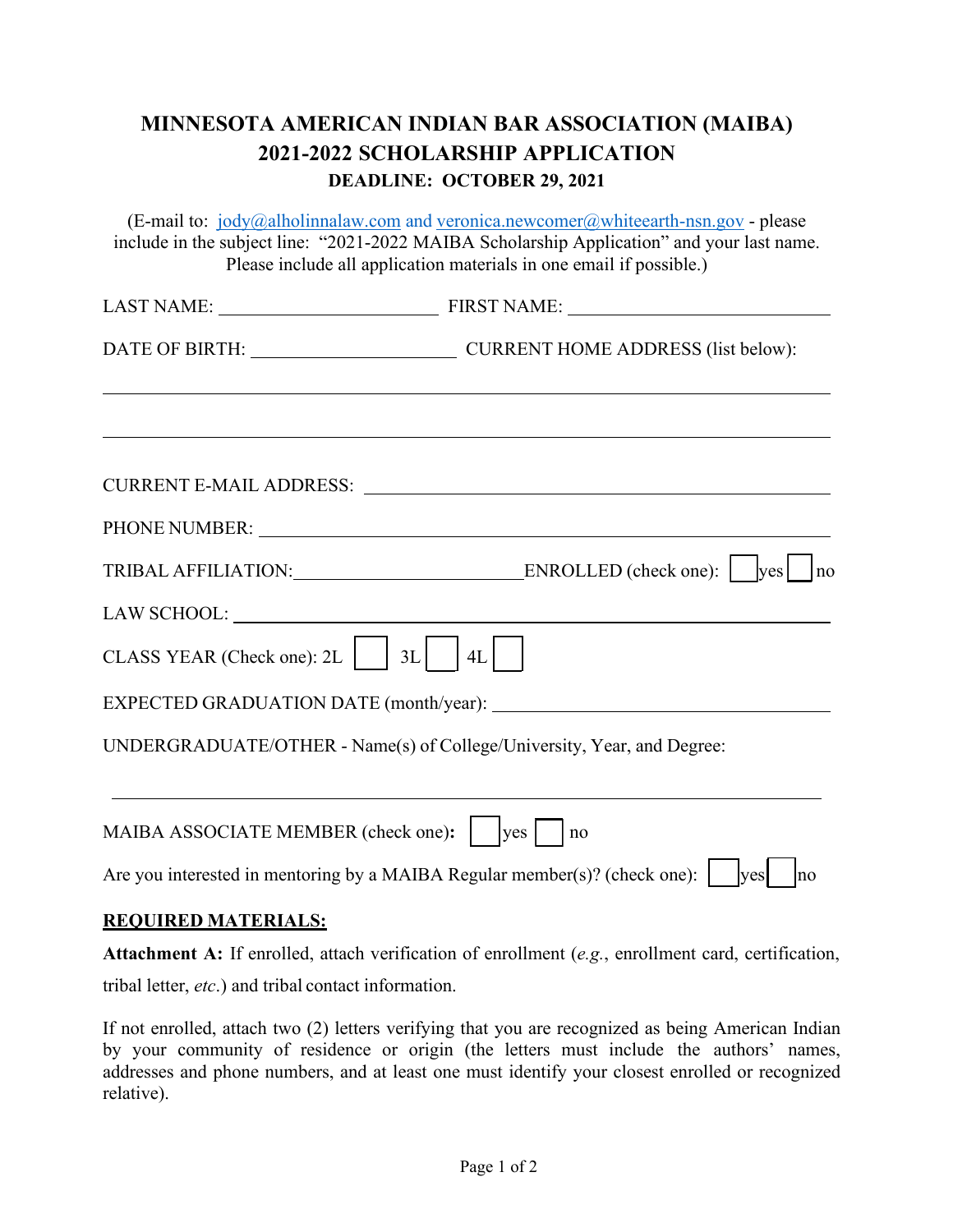# MINNESOTA AMERICAN INDIAN BAR ASSOCIATION (MAIBA)
## 2021-2022 SCHOLARSHIP APPLICATION
### DEADLINE: OCTOBER 29, 2021

(E-mail to: jody@alholinnalaw.com and veronica.newcomer@whiteearth-nsn.gov - please include in the subject line: "2021-2022 MAIBA Scholarship Application" and your last name. Please include all application materials in one email if possible.)

LAST NAME: ______________________ FIRST NAME: ______________________

DATE OF BIRTH: ______________________ CURRENT HOME ADDRESS (list below):

______________________________________________________________________

______________________________________________________________________

CURRENT E-MAIL ADDRESS: ______________________________________________

PHONE NUMBER: ______________________________________________________

TRIBAL AFFILIATION: ______________________ ENROLLED (check one): ☐ yes ☐ no

LAW SCHOOL: ________________________________________________________

CLASS YEAR (Check one): 2L ☐ 3L ☐ 4L ☐

EXPECTED GRADUATION DATE (month/year): ________________________________

UNDERGRADUATE/OTHER - Name(s) of College/University, Year, and Degree:

______________________________________________________________________

MAIBA ASSOCIATE MEMBER (check one): ☐ yes ☐ no

Are you interested in mentoring by a MAIBA Regular member(s)? (check one): ☐ yes ☐ no

**REQUIRED MATERIALS:**

**Attachment A:** If enrolled, attach verification of enrollment (*e.g.*, enrollment card, certification, tribal letter, *etc*.) and tribal contact information.

If not enrolled, attach two (2) letters verifying that you are recognized as being American Indian by your community of residence or origin (the letters must include the authors' names, addresses and phone numbers, and at least one must identify your closest enrolled or recognized relative).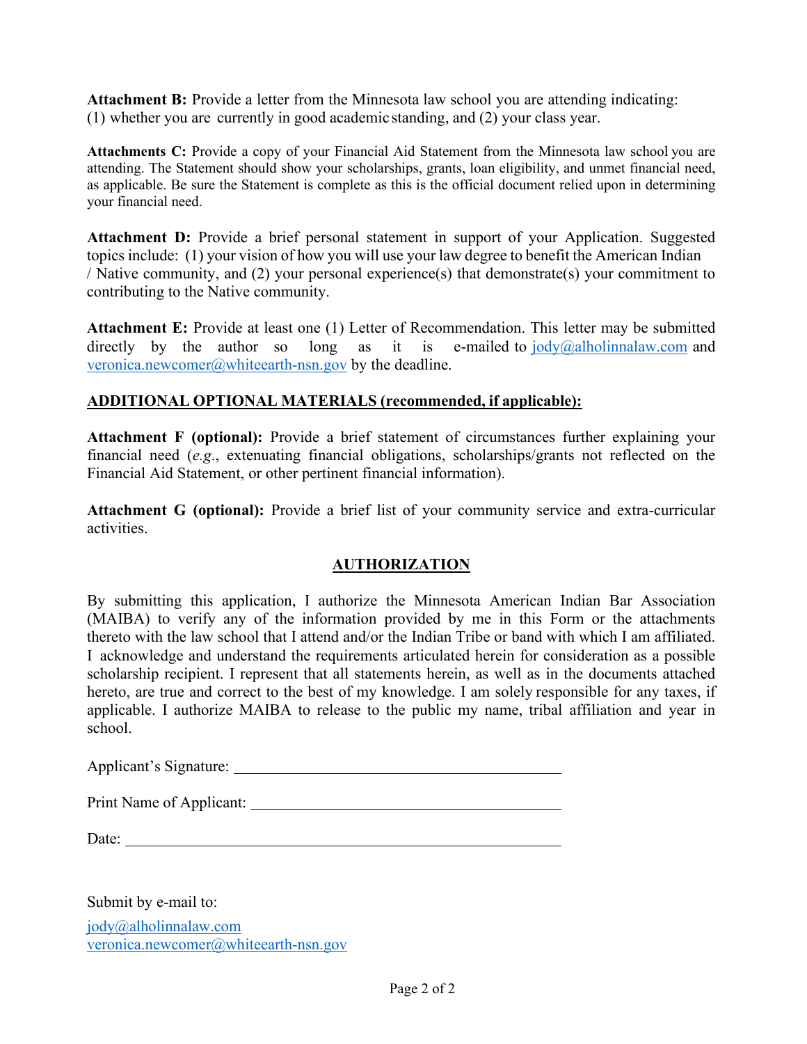**Attachment B:** Provide a letter from the Minnesota law school you are attending indicating: (1) whether you are currently in good academic standing, and (2) your class year.

**Attachments C:** Provide a copy of your Financial Aid Statement from the Minnesota law school you are attending. The Statement should show your scholarships, grants, loan eligibility, and unmet financial need, as applicable. Be sure the Statement is complete as this is the official document relied upon in determining your financial need.

**Attachment D:** Provide a brief personal statement in support of your Application. Suggested topics include: (1) your vision of how you will use your law degree to benefit the American Indian / Native community, and (2) your personal experience(s) that demonstrate(s) your commitment to contributing to the Native community.

**Attachment E:** Provide at least one (1) Letter of Recommendation. This letter may be submitted directly by the author so long as it is e-mailed to jody@alholinnalaw.com and veronica.newcomer@whiteearth-nsn.gov by the deadline.

## ADDITIONAL OPTIONAL MATERIALS (recommended, if applicable):

**Attachment F (optional):** Provide a brief statement of circumstances further explaining your financial need (*e.g.*, extenuating financial obligations, scholarships/grants not reflected on the Financial Aid Statement, or other pertinent financial information).

**Attachment G (optional):** Provide a brief list of your community service and extra-curricular activities.

## AUTHORIZATION

By submitting this application, I authorize the Minnesota American Indian Bar Association (MAIBA) to verify any of the information provided by me in this Form or the attachments thereto with the law school that I attend and/or the Indian Tribe or band with which I am affiliated. I acknowledge and understand the requirements articulated herein for consideration as a possible scholarship recipient. I represent that all statements herein, as well as in the documents attached hereto, are true and correct to the best of my knowledge. I am solely responsible for any taxes, if applicable. I authorize MAIBA to release to the public my name, tribal affiliation and year in school.

Applicant's Signature: ______________________________

Print Name of Applicant: ______________________________

Date: ______________________________

Submit by e-mail to:

jody@alholinnalaw.com
veronica.newcomer@whiteearth-nsn.gov